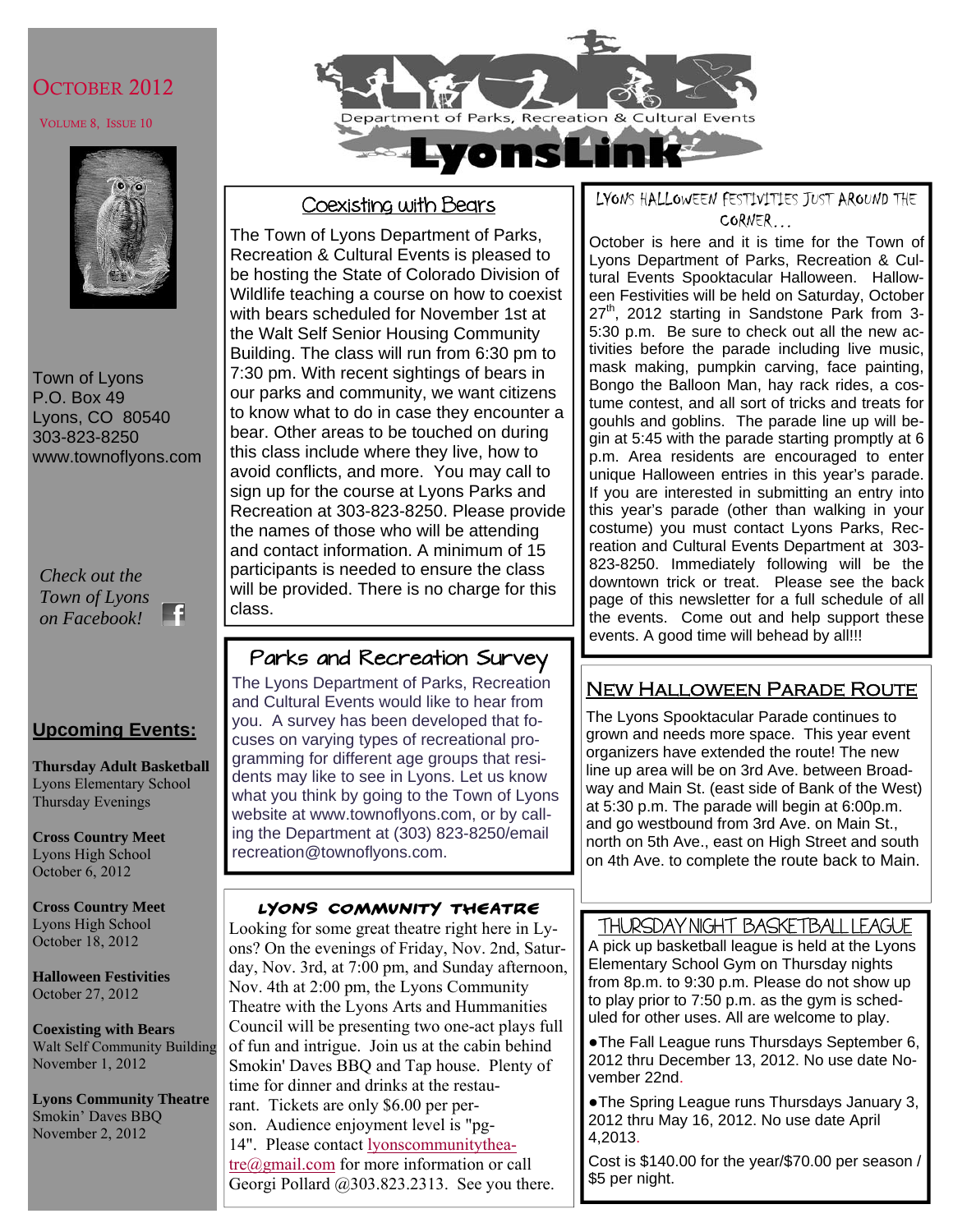# LyonsLink

Department of Parks, Recreation & Cultural Events

October 2012

Volume 8, Issue 10

Town of Lyons
P.O. Box 49
Lyons, CO 80540
303-823-8250
www.townoflyons.com

*Check out the Town of Lyons on Facebook!*

## Upcoming Events:

**Thursday Adult Basketball**
Lyons Elementary School
Thursday Evenings

**Cross Country Meet**
Lyons High School
October 6, 2012

**Cross Country Meet**
Lyons High School
October 18, 2012

**Halloween Festivities**
October 27, 2012

**Coexisting with Bears**
Walt Self Community Building
November 1, 2012

**Lyons Community Theatre**
Smokin' Daves BBQ
November 2, 2012

## Coexisting with Bears

The Town of Lyons Department of Parks, Recreation & Cultural Events is pleased to be hosting the State of Colorado Division of Wildlife teaching a course on how to coexist with bears scheduled for November 1st at the Walt Self Senior Housing Community Building. The class will run from 6:30 pm to 7:30 pm. With recent sightings of bears in our parks and community, we want citizens to know what to do in case they encounter a bear. Other areas to be touched on during this class include where they live, how to avoid conflicts, and more. You may call to sign up for the course at Lyons Parks and Recreation at 303-823-8250. Please provide the names of those who will be attending and contact information. A minimum of 15 participants is needed to ensure the class will be provided. There is no charge for this class.

## Parks and Recreation Survey

The Lyons Department of Parks, Recreation and Cultural Events would like to hear from you. A survey has been developed that focuses on varying types of recreational programming for different age groups that residents may like to see in Lyons. Let us know what you think by going to the Town of Lyons website at www.townoflyons.com, or by calling the Department at (303) 823-8250/email recreation@townoflyons.com.

## Lyons Community Theatre

Looking for some great theatre right here in Lyons? On the evenings of Friday, Nov. 2nd, Saturday, Nov. 3rd, at 7:00 pm, and Sunday afternoon, Nov. 4th at 2:00 pm, the Lyons Community Theatre with the Lyons Arts and Hummanities Council will be presenting two one-act plays full of fun and intrigue. Join us at the cabin behind Smokin' Daves BBQ and Tap house. Plenty of time for dinner and drinks at the restaurant. Tickets are only $6.00 per person. Audience enjoyment level is "pg-14". Please contact lyonscommunitytheatre@gmail.com for more information or call Georgi Pollard @303.823.2313. See you there.

## Lyons Halloween Festivities Just Around the Corner...

October is here and it is time for the Town of Lyons Department of Parks, Recreation & Cultural Events Spooktacular Halloween. Halloween Festivities will be held on Saturday, October 27th, 2012 starting in Sandstone Park from 3-5:30 p.m. Be sure to check out all the new activities before the parade including live music, mask making, pumpkin carving, face painting, Bongo the Balloon Man, hay rack rides, a costume contest, and all sort of tricks and treats for gouhls and goblins. The parade line up will begin at 5:45 with the parade starting promptly at 6 p.m. Area residents are encouraged to enter unique Halloween entries in this year's parade. If you are interested in submitting an entry into this year's parade (other than walking in your costume) you must contact Lyons Parks, Recreation and Cultural Events Department at 303-823-8250. Immediately following will be the downtown trick or treat. Please see the back page of this newsletter for a full schedule of all the events. Come out and help support these events. A good time will behead by all!!!

## New Halloween Parade Route

The Lyons Spooktacular Parade continues to grown and needs more space. This year event organizers have extended the route! The new line up area will be on 3rd Ave. between Broadway and Main St. (east side of Bank of the West) at 5:30 p.m. The parade will begin at 6:00p.m. and go westbound from 3rd Ave. on Main St., north on 5th Ave., east on High Street and south on 4th Ave. to complete the route back to Main.

## Thursday Night Basketball League

A pick up basketball league is held at the Lyons Elementary School Gym on Thursday nights from 8p.m. to 9:30 p.m. Please do not show up to play prior to 7:50 p.m. as the gym is scheduled for other uses. All are welcome to play.

- The Fall League runs Thursdays September 6, 2012 thru December 13, 2012. No use date November 22nd.
- The Spring League runs Thursdays January 3, 2012 thru May 16, 2012. No use date April 4,2013.

Cost is $140.00 for the year/$70.00 per season / $5 per night.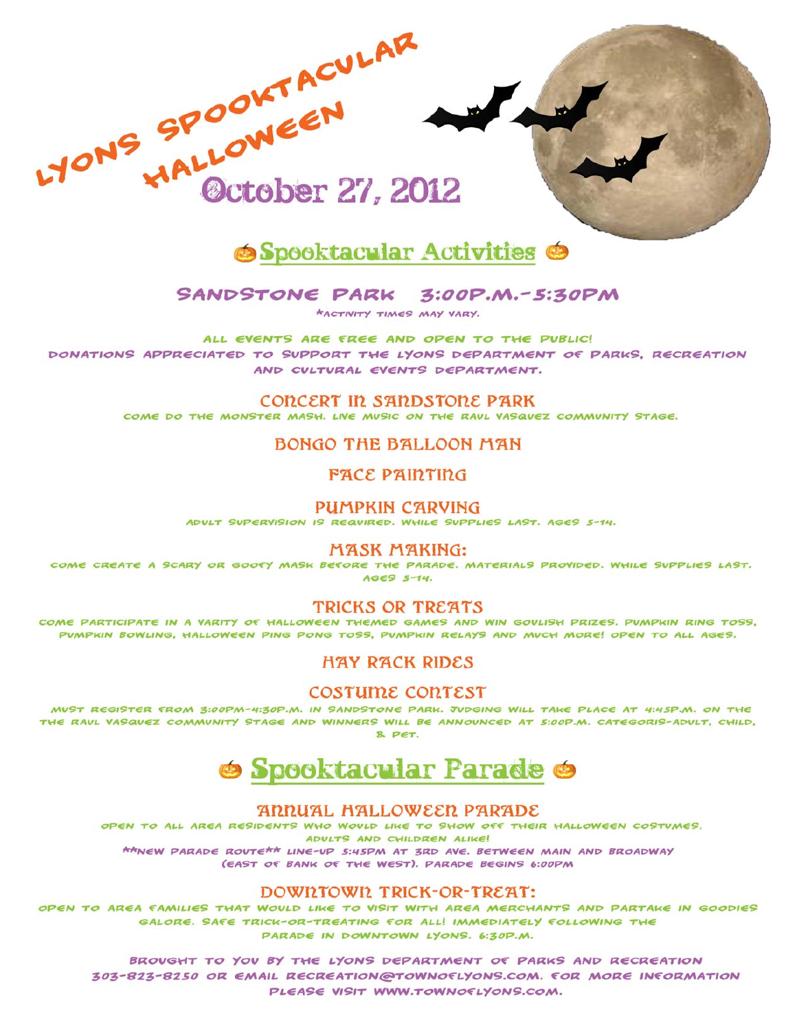# Lyons Spooktacular Halloween

## October 27, 2012

## Spooktacular Activities

### Sandstone Park 3:00P.M.-5:30PM

*Activity times may vary.

All events are free and open to the public!

Donations appreciated to support the Lyons Department of Parks, Recreation and Cultural Events Department.

### Concert in Sandstone Park

Come do the monster mash. Live music on the Raul Vasquez Community Stage.

### Bongo the Balloon Man

### Face Painting

### Pumpkin Carving

Adult supervision is required. While supplies last. Ages 5-14.

### Mask Making:

Come create a scary or goofy mask before the parade. Materials provided. While supplies last. Ages 5-14.

### Tricks or Treats

Come participate in a varity of Halloween themed games and win goulish prizes. Pumpkin ring toss, pumpkin bowling, Halloween ping pong toss, pumpkin relays and much more! Open to all ages.

### Hay Rack Rides

### Costume Contest

Must register from 3:00PM-4:30P.M. in Sandstone Park. Judging will take place at 4:45P.M. on the the Raul Vasquez Community Stage and winners will be announced at 5:00P.M. Categoris-Adult, Child, & Pet.

## Spooktacular Parade

### Annual Halloween Parade

Open to all area residents who would like to show off their Halloween costumes. Adults and children alike!

**New Parade Route** Line-up 5:45PM at 3rd Ave. between Main and Broadway (East of Bank of the West). Parade begins 6:00PM

### Downtown Trick-or-Treat:

Open to area families that would like to visit with area merchants and partake in goodies galore. Safe trick-or-treating for all! Immediately following the parade in downtown Lyons. 6:30P.M.

Brought to you by the Lyons Department of Parks and Recreation 303-823-8250 or email recreation@townoflyons.com. For more information please visit www.townoflyons.com.